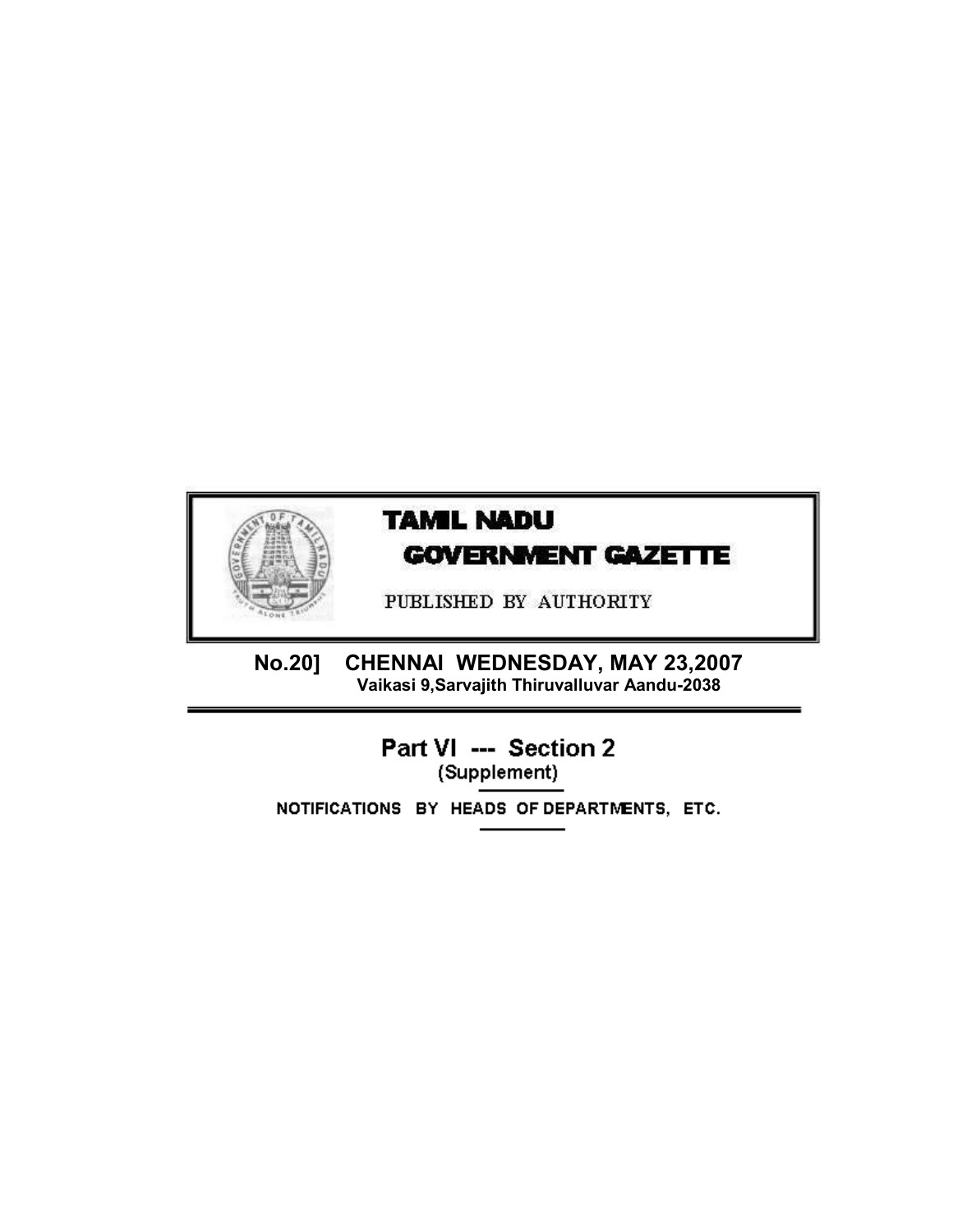# TAMIL NADU GOVERNMENT GAZETTE

PUBLISHED BY AUTHORITY

**No.20] CHENNAI WEDNESDAY, MAY 23,2007**
**Vaikasi 9,Sarvajith Thiruvalluvar Aandu-2038**

## Part VI --- Section 2

(Supplement)

NOTIFICATIONS BY HEADS OF DEPARTMENTS, ETC.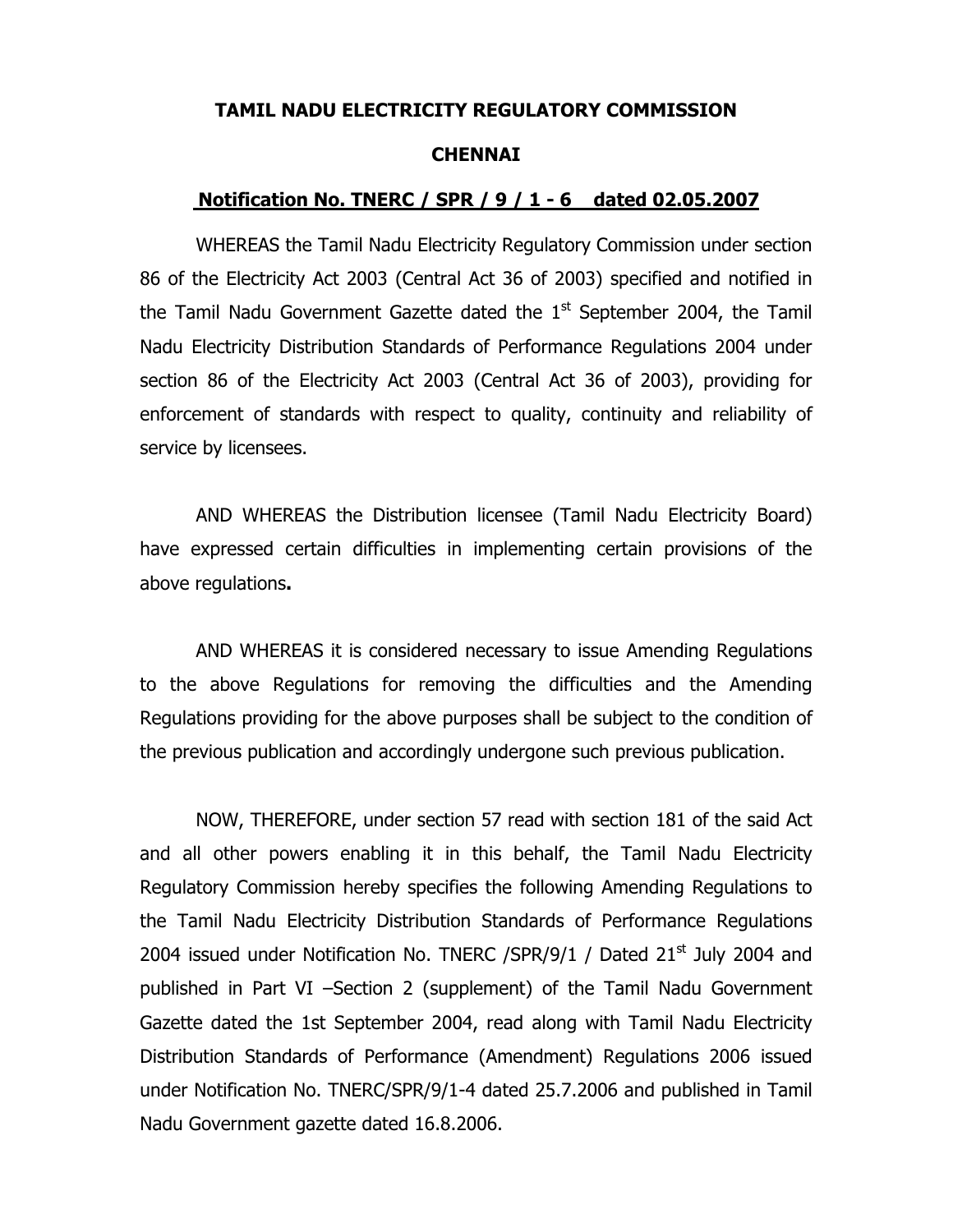**TAMIL NADU ELECTRICITY REGULATORY COMMISSION**

**CHENNAI**

**Notification No. TNERC / SPR / 9 / 1 - 6 dated 02.05.2007**

WHEREAS the Tamil Nadu Electricity Regulatory Commission under section 86 of the Electricity Act 2003 (Central Act 36 of 2003) specified and notified in the Tamil Nadu Government Gazette dated the 1st September 2004, the Tamil Nadu Electricity Distribution Standards of Performance Regulations 2004 under section 86 of the Electricity Act 2003 (Central Act 36 of 2003), providing for enforcement of standards with respect to quality, continuity and reliability of service by licensees.

AND WHEREAS the Distribution licensee (Tamil Nadu Electricity Board) have expressed certain difficulties in implementing certain provisions of the above regulations**.**

AND WHEREAS it is considered necessary to issue Amending Regulations to the above Regulations for removing the difficulties and the Amending Regulations providing for the above purposes shall be subject to the condition of the previous publication and accordingly undergone such previous publication.

NOW, THEREFORE, under section 57 read with section 181 of the said Act and all other powers enabling it in this behalf, the Tamil Nadu Electricity Regulatory Commission hereby specifies the following Amending Regulations to the Tamil Nadu Electricity Distribution Standards of Performance Regulations 2004 issued under Notification No. TNERC /SPR/9/1 / Dated 21st July 2004 and published in Part VI –Section 2 (supplement) of the Tamil Nadu Government Gazette dated the 1st September 2004, read along with Tamil Nadu Electricity Distribution Standards of Performance (Amendment) Regulations 2006 issued under Notification No. TNERC/SPR/9/1-4 dated 25.7.2006 and published in Tamil Nadu Government gazette dated 16.8.2006.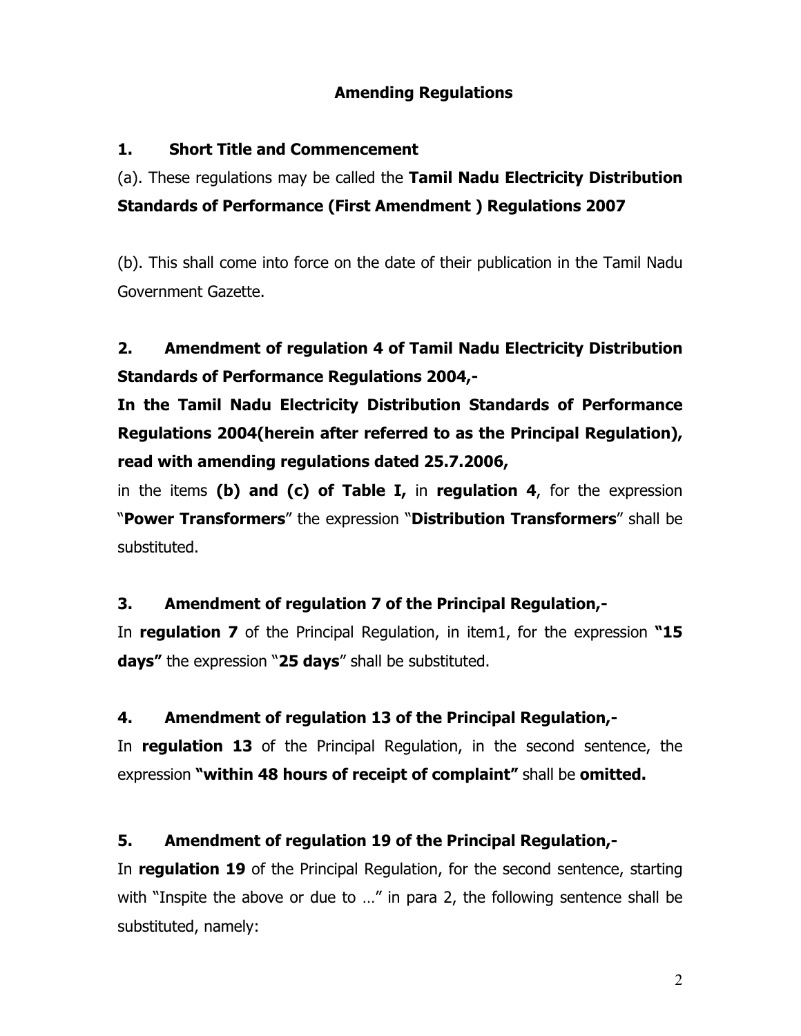## Amending Regulations

### 1. Short Title and Commencement

(a). These regulations may be called the **Tamil Nadu Electricity Distribution Standards of Performance (First Amendment ) Regulations 2007**

(b). This shall come into force on the date of their publication in the Tamil Nadu Government Gazette.

### 2. Amendment of regulation 4 of Tamil Nadu Electricity Distribution Standards of Performance Regulations 2004,-

**In the Tamil Nadu Electricity Distribution Standards of Performance Regulations 2004(herein after referred to as the Principal Regulation), read with amending regulations dated 25.7.2006,**

in the items **(b) and (c) of Table I,** in **regulation 4**, for the expression "**Power Transformers**" the expression "**Distribution Transformers**" shall be substituted.

### 3. Amendment of regulation 7 of the Principal Regulation,-

In **regulation 7** of the Principal Regulation, in item1, for the expression **"15 days"** the expression "**25 days**" shall be substituted.

### 4. Amendment of regulation 13 of the Principal Regulation,-

In **regulation 13** of the Principal Regulation, in the second sentence, the expression **"within 48 hours of receipt of complaint"** shall be **omitted.**

### 5. Amendment of regulation 19 of the Principal Regulation,-

In **regulation 19** of the Principal Regulation, for the second sentence, starting with "Inspite the above or due to …" in para 2, the following sentence shall be substituted, namely: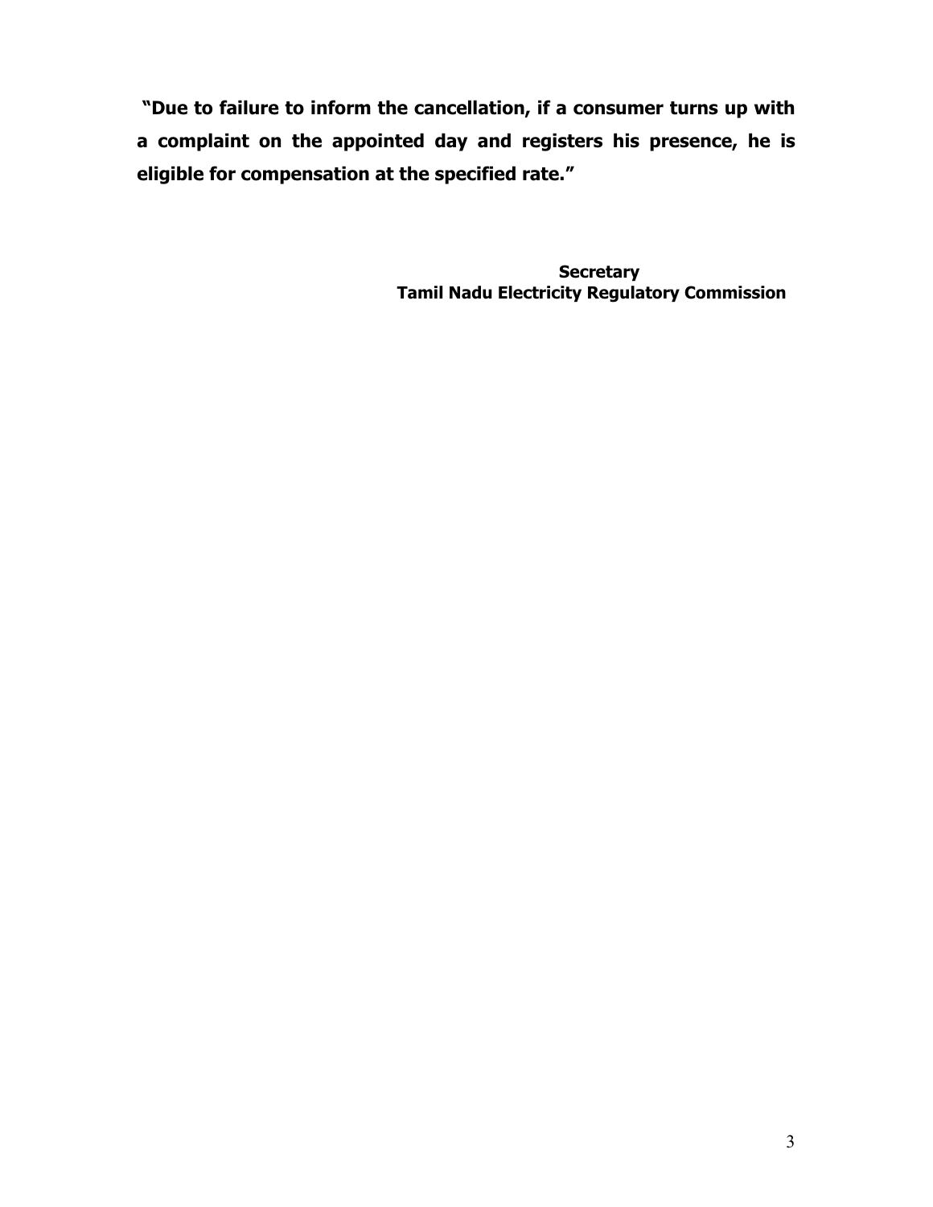**"Due to failure to inform the cancellation, if a consumer turns up with a complaint on the appointed day and registers his presence, he is eligible for compensation at the specified rate."**

**Secretary**
**Tamil Nadu Electricity Regulatory Commission**